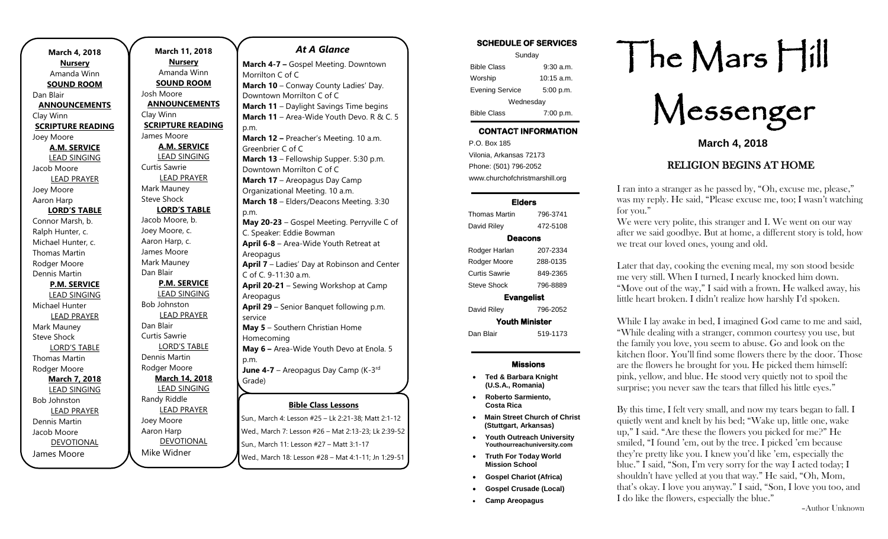**March 4, 2018**

**NURSERY**
Amanda Winn

**SOUND ROOM**
Dan Blair

**ANNOUNCEMENTS**
Clay Winn

**SCRIPTURE READING**
Joey Moore

**A.M. SERVICE**

LEAD SINGING
Jacob Moore

LEAD PRAYER
Joey Moore
Aaron Harp

**LORD'S TABLE**
Connor Marsh, b.
Ralph Hunter, c.
Michael Hunter, c.
Thomas Martin
Rodger Moore
Dennis Martin

**P.M. SERVICE**

LEAD SINGING
Michael Hunter

LEAD PRAYER
Mark Mauney
Steve Shock

LORD'S TABLE
Thomas Martin
Rodger Moore

**March 7, 2018**

LEAD SINGING
Bob Johnston

LEAD PRAYER
Dennis Martin
Jacob Moore

DEVOTIONAL
James Moore

**March 11, 2018**

**NURSERY**
Amanda Winn

**SOUND ROOM**
Josh Moore

**ANNOUNCEMENTS**
Clay Winn

**SCRIPTURE READING**
James Moore

**A.M. SERVICE**

LEAD SINGING
Curtis Sawrie

LEAD PRAYER
Mark Mauney
Steve Shock

**LORD'S TABLE**
Jacob Moore, b.
Joey Moore, c.
Aaron Harp, c.
James Moore
Mark Mauney
Dan Blair

**P.M. SERVICE**

LEAD SINGING
Bob Johnston

LEAD PRAYER
Dan Blair
Curtis Sawrie

LORD'S TABLE
Dennis Martin
Rodger Moore

**March 14, 2018**

LEAD SINGING
Randy Riddle

LEAD PRAYER
Joey Moore
Aaron Harp

DEVOTIONAL
Mike Widner

## *At A Glance*

**March 4-7 –** Gospel Meeting. Downtown Morrilton C of C
**March 10** – Conway County Ladies' Day. Downtown Morrilton C of C
**March 11** – Daylight Savings Time begins
**March 11** – Area-Wide Youth Devo. R & C. 5 p.m.
**March 12 –** Preacher's Meeting. 10 a.m. Greenbrier C of C
**March 13** – Fellowship Supper. 5:30 p.m. Downtown Morrilton C of C
**March 17** – Areopagus Day Camp Organizational Meeting. 10 a.m.
**March 18** – Elders/Deacons Meeting. 3:30 p.m.
**May 20-23** – Gospel Meeting. Perryville C of C. Speaker: Eddie Bowman
**April 6-8** – Area-Wide Youth Retreat at Areopagus
**April 7** – Ladies' Day at Robinson and Center C of C. 9-11:30 a.m.
**April 20-21** – Sewing Workshop at Camp Areopagus
**April 29** – Senior Banquet following p.m. service
**May 5** – Southern Christian Home Homecoming
**May 6 –** Area-Wide Youth Devo at Enola. 5 p.m.
**June 4-7** – Areopagus Day Camp (K-3rd Grade)

**Bible Class Lessons**

Sun., March 4: Lesson #25 – Lk 2:21-38; Matt 2:1-12
Wed., March 7: Lesson #26 – Mat 2:13-23; Lk 2:39-52
Sun., March 11: Lesson #27 – Matt 3:1-17
Wed., March 18: Lesson #28 – Mat 4:1-11; Jn 1:29-51

**SCHEDULE OF SERVICES**

| | |
|---|---|
| Sunday | |
| Bible Class | 9:30 a.m. |
| Worship | 10:15 a.m. |
| Evening Service | 5:00 p.m. |
| Wednesday | |
| Bible Class | 7:00 p.m. |

**CONTACT INFORMATION**

P.O. Box 185
Vilonia, Arkansas 72173
Phone: (501) 796-2052
www.churchofchristmarshill.org

**Elders**

| | |
|---|---|
| Thomas Martin | 796-3741 |
| David Riley | 472-5108 |

**Deacons**

| | |
|---|---|
| Rodger Harlan | 207-2334 |
| Rodger Moore | 288-0135 |
| Curtis Sawrie | 849-2365 |
| Steve Shock | 796-8889 |

**Evangelist**

| | |
|---|---|
| David Riley | 796-2052 |

**Youth Minister**

| | |
|---|---|
| Dan Blair | 519-1173 |

**Missions**

- **Ted & Barbara Knight (U.S.A., Romania)**
- **Roberto Sarmiento, Costa Rica**
- **Main Street Church of Christ (Stuttgart, Arkansas)**
- **Youth Outreach University Youthourreachuniversity.com**
- **Truth For Today World Mission School**
- **Gospel Chariot (Africa)**
- **Gospel Crusade (Local)**
- **Camp Areopagus**

# The Mars Hill Messenger

**March 4, 2018**

## RELIGION BEGINS AT HOME

I ran into a stranger as he passed by, "Oh, excuse me, please," was my reply. He said, "Please excuse me, too; I wasn't watching for you."

We were very polite, this stranger and I. We went on our way after we said goodbye. But at home, a different story is told, how we treat our loved ones, young and old.

Later that day, cooking the evening meal, my son stood beside me very still. When I turned, I nearly knocked him down. "Move out of the way," I said with a frown. He walked away, his little heart broken. I didn't realize how harshly I'd spoken.

While I lay awake in bed, I imagined God came to me and said, "While dealing with a stranger, common courtesy you use, but the family you love, you seem to abuse. Go and look on the kitchen floor. You'll find some flowers there by the door. Those are the flowers he brought for you. He picked them himself: pink, yellow, and blue. He stood very quietly not to spoil the surprise; you never saw the tears that filled his little eyes."

By this time, I felt very small, and now my tears began to fall. I quietly went and knelt by his bed; "Wake up, little one, wake up," I said. "Are these the flowers you picked for me?" He smiled, "I found 'em, out by the tree. I picked 'em because they're pretty like you. I knew you'd like 'em, especially the blue." I said, "Son, I'm very sorry for the way I acted today; I shouldn't have yelled at you that way." He said, "Oh, Mom, that's okay. I love you anyway." I said, "Son, I love you too, and I do like the flowers, especially the blue."

~Author Unknown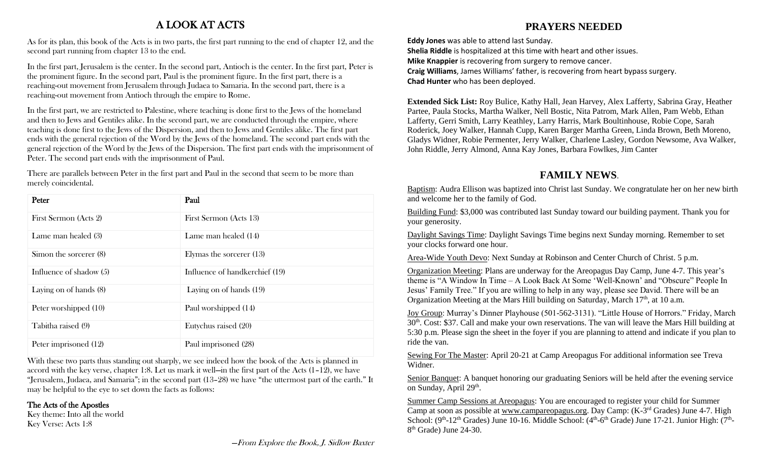## A LOOK AT ACTS

As for its plan, this book of the Acts is in two parts, the first part running to the end of chapter 12, and the second part running from chapter 13 to the end.

In the first part, Jerusalem is the center. In the second part, Antioch is the center. In the first part, Peter is the prominent figure. In the second part, Paul is the prominent figure. In the first part, there is a reaching-out movement from Jerusalem through Judaea to Samaria. In the second part, there is a reaching-out movement from Antioch through the empire to Rome.

In the first part, we are restricted to Palestine, where teaching is done first to the Jews of the homeland and then to Jews and Gentiles alike. In the second part, we are conducted through the empire, where teaching is done first to the Jews of the Dispersion, and then to Jews and Gentiles alike. The first part ends with the general rejection of the Word by the Jews of the homeland. The second part ends with the general rejection of the Word by the Jews of the Dispersion. The first part ends with the imprisonment of Peter. The second part ends with the imprisonment of Paul.

There are parallels between Peter in the first part and Paul in the second that seem to be more than merely coincidental.

| Peter | Paul |
|---|---|
| First Sermon (Acts 2) | First Sermon (Acts 13) |
| Lame man healed (3) | Lame man healed (14) |
| Simon the sorcerer (8) | Elymas the sorcerer (13) |
| Influence of shadow (5) | Influence of handkerchief (19) |
| Laying on of hands (8) | Laying on of hands (19) |
| Peter worshipped (10) | Paul worshipped (14) |
| Tabitha raised (9) | Eutychus raised (20) |
| Peter imprisoned (12) | Paul imprisoned (28) |

With these two parts thus standing out sharply, we see indeed how the book of the Acts is planned in accord with the key verse, chapter 1:8. Let us mark it well—in the first part of the Acts (1–12), we have "Jerusalem, Judaea, and Samaria"; in the second part (13–28) we have "the uttermost part of the earth." It may be helpful to the eye to set down the facts as follows:

**The Acts of the Apostles**
Key theme: Into all the world
Key Verse: Acts 1:8

*—From Explore the Book, J. Sidlow Baxter*

## PRAYERS NEEDED

**Eddy Jones** was able to attend last Sunday.
**Shelia Riddle** is hospitalized at this time with heart and other issues.
**Mike Knappier** is recovering from surgery to remove cancer.
**Craig Williams**, James Williams' father, is recovering from heart bypass surgery.
**Chad Hunter** who has been deployed.

**Extended Sick List:** Roy Bulice, Kathy Hall, Jean Harvey, Alex Lafferty, Sabrina Gray, Heather Partee, Paula Stocks, Martha Walker, Nell Bostic, Nita Patrom, Mark Allen, Pam Webb, Ethan Lafferty, Gerri Smith, Larry Keathley, Larry Harris, Mark Boultinhouse, Robie Cope, Sarah Roderick, Joey Walker, Hannah Cupp, Karen Barger Martha Green, Linda Brown, Beth Moreno, Gladys Widner, Robie Permenter, Jerry Walker, Charlene Lasley, Gordon Newsome, Ava Walker, John Riddle, Jerry Almond, Anna Kay Jones, Barbara Fowlkes, Jim Canter

## FAMILY NEWS.

Baptism: Audra Ellison was baptized into Christ last Sunday. We congratulate her on her new birth and welcome her to the family of God.

Building Fund: $3,000 was contributed last Sunday toward our building payment. Thank you for your generosity.

Daylight Savings Time: Daylight Savings Time begins next Sunday morning. Remember to set your clocks forward one hour.

Area-Wide Youth Devo: Next Sunday at Robinson and Center Church of Christ. 5 p.m.

Organization Meeting: Plans are underway for the Areopagus Day Camp, June 4-7. This year's theme is "A Window In Time – A Look Back At Some 'Well-Known' and "Obscure" People In Jesus' Family Tree." If you are willing to help in any way, please see David. There will be an Organization Meeting at the Mars Hill building on Saturday, March 17th, at 10 a.m.

Joy Group: Murray's Dinner Playhouse (501-562-3131). "Little House of Horrors." Friday, March 30th. Cost: $37. Call and make your own reservations. The van will leave the Mars Hill building at 5:30 p.m. Please sign the sheet in the foyer if you are planning to attend and indicate if you plan to ride the van.

Sewing For The Master: April 20-21 at Camp Areopagus For additional information see Treva Widner.

Senior Banquet: A banquet honoring our graduating Seniors will be held after the evening service on Sunday, April 29th.

Summer Camp Sessions at Areopagus: You are encouraged to register your child for Summer Camp at soon as possible at www.campareopagus.org. Day Camp: (K-3rd Grades) June 4-7. High School: (9th-12th Grades) June 10-16. Middle School: (4th-6th Grade) June 17-21. Junior High: (7th-8th Grade) June 24-30.